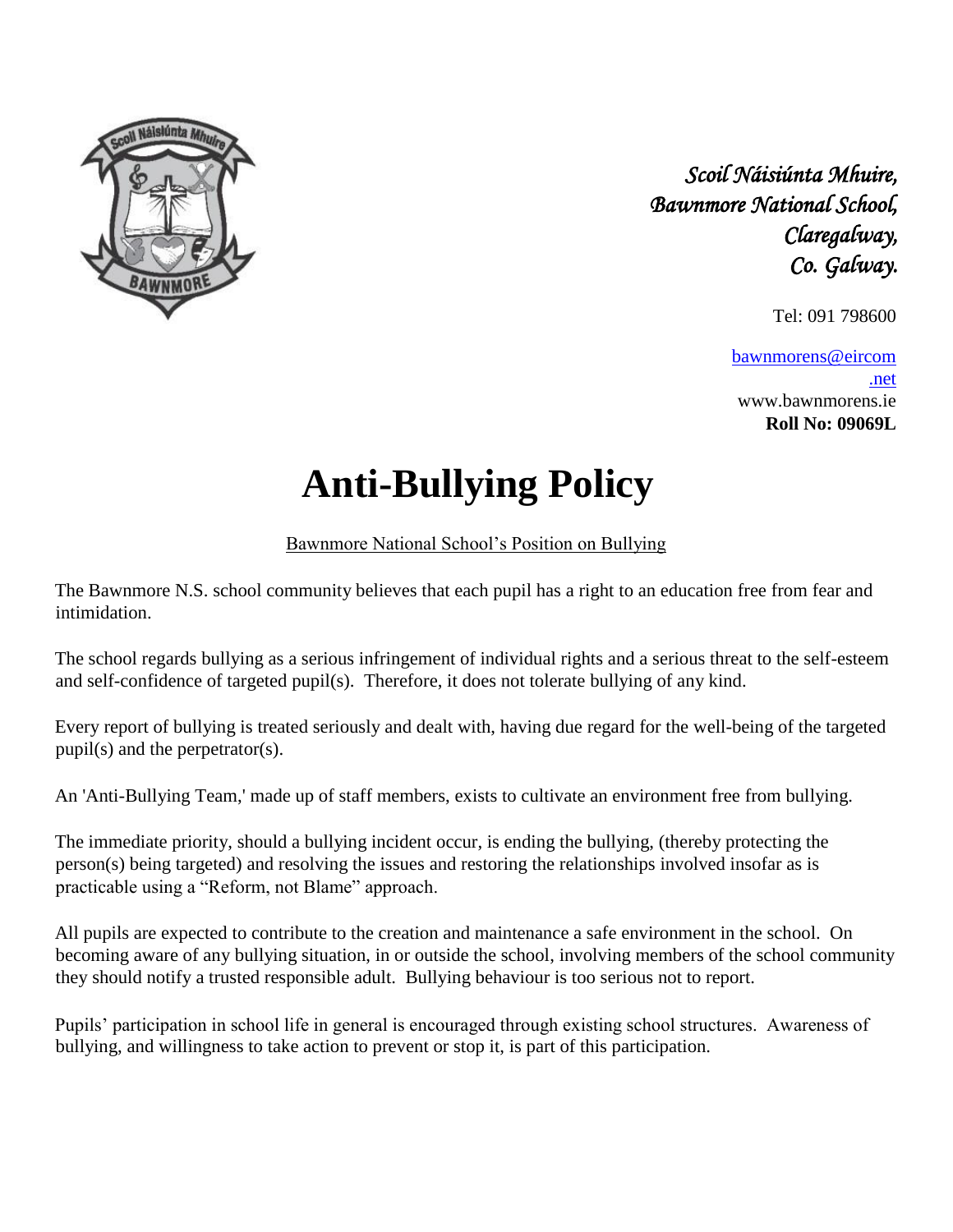*Scoil Náisiúnta Mhuire,*
*Bawnmore National School,*
*Claregalway,*
*Co. Galway.*

Tel: 091 798600

bawnmorens@eircom.net
www.bawnmorens.ie
**Roll No: 09069L**

# Anti-Bullying Policy

Bawnmore National School's Position on Bullying

The Bawnmore N.S. school community believes that each pupil has a right to an education free from fear and intimidation.

The school regards bullying as a serious infringement of individual rights and a serious threat to the self-esteem and self-confidence of targeted pupil(s). Therefore, it does not tolerate bullying of any kind.

Every report of bullying is treated seriously and dealt with, having due regard for the well-being of the targeted pupil(s) and the perpetrator(s).

An 'Anti-Bullying Team,' made up of staff members, exists to cultivate an environment free from bullying.

The immediate priority, should a bullying incident occur, is ending the bullying, (thereby protecting the person(s) being targeted) and resolving the issues and restoring the relationships involved insofar as is practicable using a "Reform, not Blame" approach.

All pupils are expected to contribute to the creation and maintenance a safe environment in the school. On becoming aware of any bullying situation, in or outside the school, involving members of the school community they should notify a trusted responsible adult. Bullying behaviour is too serious not to report.

Pupils' participation in school life in general is encouraged through existing school structures. Awareness of bullying, and willingness to take action to prevent or stop it, is part of this participation.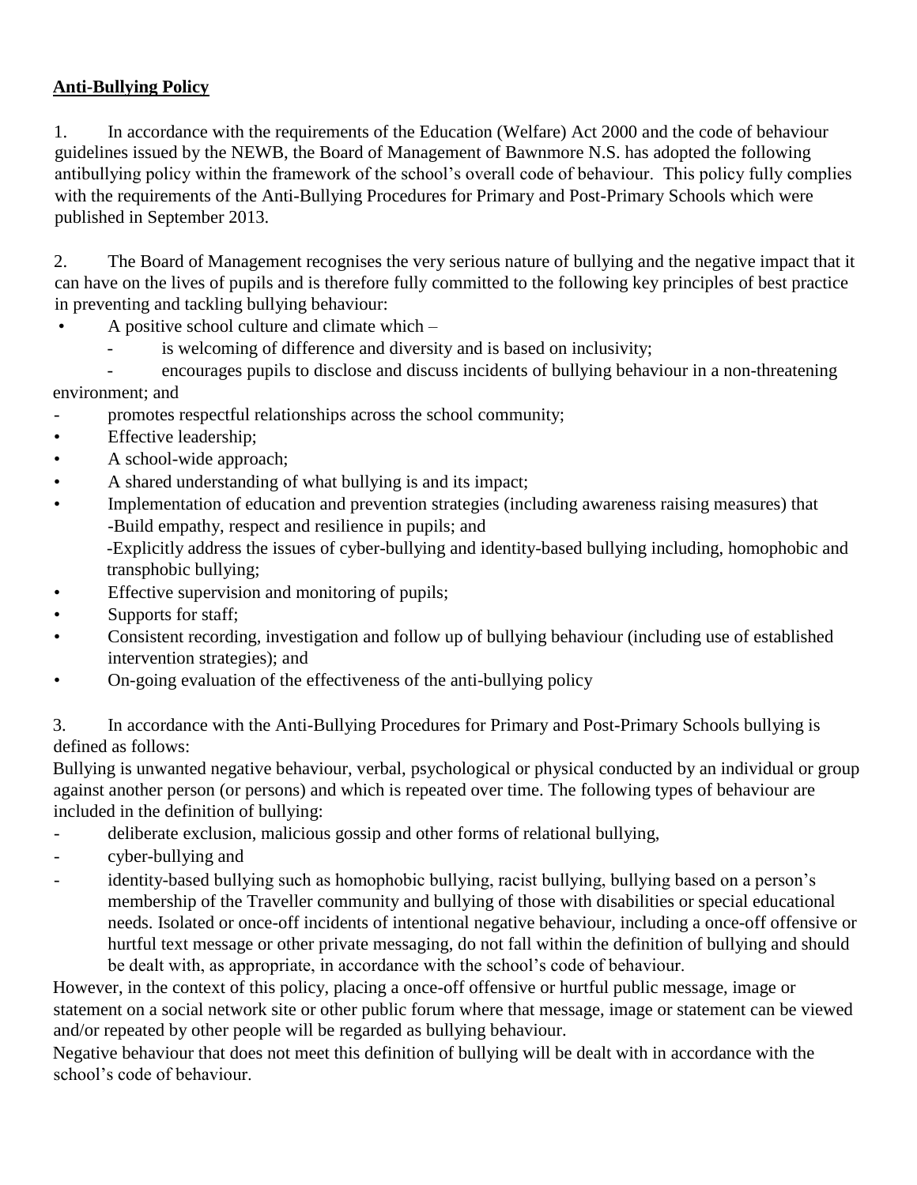## **Anti-Bullying Policy**

1. In accordance with the requirements of the Education (Welfare) Act 2000 and the code of behaviour guidelines issued by the NEWB, the Board of Management of Bawnmore N.S. has adopted the following antibullying policy within the framework of the school's overall code of behaviour. This policy fully complies with the requirements of the Anti-Bullying Procedures for Primary and Post-Primary Schools which were published in September 2013.

2. The Board of Management recognises the very serious nature of bullying and the negative impact that it can have on the lives of pupils and is therefore fully committed to the following key principles of best practice in preventing and tackling bullying behaviour:

- A positive school culture and climate which –
  - is welcoming of difference and diversity and is based on inclusivity;
  - encourages pupils to disclose and discuss incidents of bullying behaviour in a non-threatening environment; and
  - promotes respectful relationships across the school community;
- Effective leadership;
- A school-wide approach;
- A shared understanding of what bullying is and its impact;
- Implementation of education and prevention strategies (including awareness raising measures) that
  - Build empathy, respect and resilience in pupils; and
  - Explicitly address the issues of cyber-bullying and identity-based bullying including, homophobic and transphobic bullying;
- Effective supervision and monitoring of pupils;
- Supports for staff;
- Consistent recording, investigation and follow up of bullying behaviour (including use of established intervention strategies); and
- On-going evaluation of the effectiveness of the anti-bullying policy

3. In accordance with the Anti-Bullying Procedures for Primary and Post-Primary Schools bullying is defined as follows:

Bullying is unwanted negative behaviour, verbal, psychological or physical conducted by an individual or group against another person (or persons) and which is repeated over time. The following types of behaviour are included in the definition of bullying:

- deliberate exclusion, malicious gossip and other forms of relational bullying,
- cyber-bullying and
- identity-based bullying such as homophobic bullying, racist bullying, bullying based on a person's membership of the Traveller community and bullying of those with disabilities or special educational needs. Isolated or once-off incidents of intentional negative behaviour, including a once-off offensive or hurtful text message or other private messaging, do not fall within the definition of bullying and should be dealt with, as appropriate, in accordance with the school's code of behaviour.

However, in the context of this policy, placing a once-off offensive or hurtful public message, image or statement on a social network site or other public forum where that message, image or statement can be viewed and/or repeated by other people will be regarded as bullying behaviour.

Negative behaviour that does not meet this definition of bullying will be dealt with in accordance with the school's code of behaviour.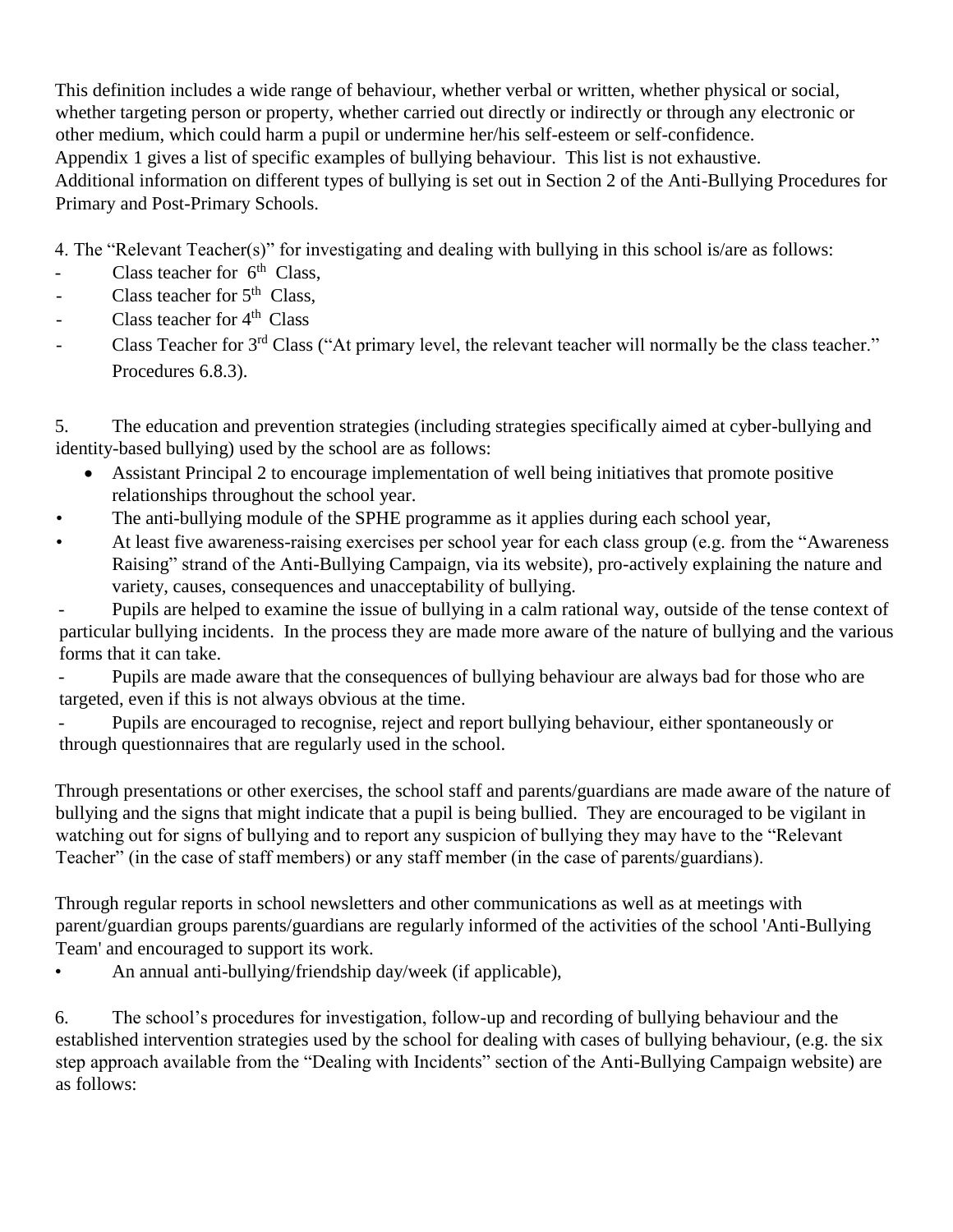This definition includes a wide range of behaviour, whether verbal or written, whether physical or social, whether targeting person or property, whether carried out directly or indirectly or through any electronic or other medium, which could harm a pupil or undermine her/his self-esteem or self-confidence.
Appendix 1 gives a list of specific examples of bullying behaviour. This list is not exhaustive.
Additional information on different types of bullying is set out in Section 2 of the Anti-Bullying Procedures for Primary and Post-Primary Schools.

4. The "Relevant Teacher(s)" for investigating and dealing with bullying in this school is/are as follows:

- Class teacher for 6th Class,
- Class teacher for 5th Class,
- Class teacher for 4th Class
- Class Teacher for 3rd Class ("At primary level, the relevant teacher will normally be the class teacher." Procedures 6.8.3).

5. The education and prevention strategies (including strategies specifically aimed at cyber-bullying and identity-based bullying) used by the school are as follows:

- Assistant Principal 2 to encourage implementation of well being initiatives that promote positive relationships throughout the school year.
- The anti-bullying module of the SPHE programme as it applies during each school year,
- At least five awareness-raising exercises per school year for each class group (e.g. from the "Awareness Raising" strand of the Anti-Bullying Campaign, via its website), pro-actively explaining the nature and variety, causes, consequences and unacceptability of bullying.

- Pupils are helped to examine the issue of bullying in a calm rational way, outside of the tense context of particular bullying incidents. In the process they are made more aware of the nature of bullying and the various forms that it can take.
- Pupils are made aware that the consequences of bullying behaviour are always bad for those who are targeted, even if this is not always obvious at the time.
- Pupils are encouraged to recognise, reject and report bullying behaviour, either spontaneously or through questionnaires that are regularly used in the school.

Through presentations or other exercises, the school staff and parents/guardians are made aware of the nature of bullying and the signs that might indicate that a pupil is being bullied. They are encouraged to be vigilant in watching out for signs of bullying and to report any suspicion of bullying they may have to the "Relevant Teacher" (in the case of staff members) or any staff member (in the case of parents/guardians).

Through regular reports in school newsletters and other communications as well as at meetings with parent/guardian groups parents/guardians are regularly informed of the activities of the school 'Anti-Bullying Team' and encouraged to support its work.

- An annual anti-bullying/friendship day/week (if applicable),

6. The school's procedures for investigation, follow-up and recording of bullying behaviour and the established intervention strategies used by the school for dealing with cases of bullying behaviour, (e.g. the six step approach available from the "Dealing with Incidents" section of the Anti-Bullying Campaign website) are as follows: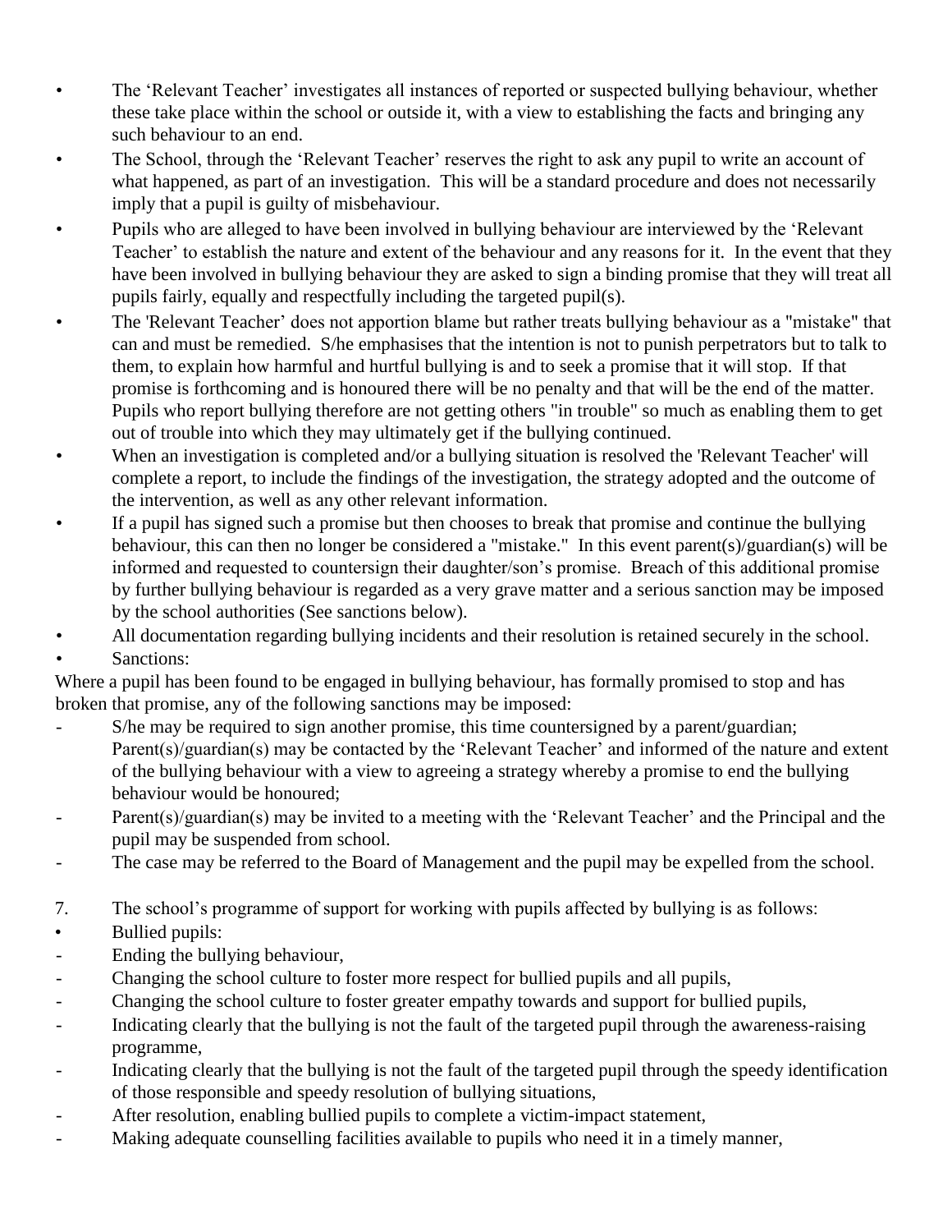- The 'Relevant Teacher' investigates all instances of reported or suspected bullying behaviour, whether these take place within the school or outside it, with a view to establishing the facts and bringing any such behaviour to an end.
- The School, through the 'Relevant Teacher' reserves the right to ask any pupil to write an account of what happened, as part of an investigation. This will be a standard procedure and does not necessarily imply that a pupil is guilty of misbehaviour.
- Pupils who are alleged to have been involved in bullying behaviour are interviewed by the 'Relevant Teacher' to establish the nature and extent of the behaviour and any reasons for it. In the event that they have been involved in bullying behaviour they are asked to sign a binding promise that they will treat all pupils fairly, equally and respectfully including the targeted pupil(s).
- The 'Relevant Teacher' does not apportion blame but rather treats bullying behaviour as a "mistake" that can and must be remedied. S/he emphasises that the intention is not to punish perpetrators but to talk to them, to explain how harmful and hurtful bullying is and to seek a promise that it will stop. If that promise is forthcoming and is honoured there will be no penalty and that will be the end of the matter. Pupils who report bullying therefore are not getting others "in trouble" so much as enabling them to get out of trouble into which they may ultimately get if the bullying continued.
- When an investigation is completed and/or a bullying situation is resolved the 'Relevant Teacher' will complete a report, to include the findings of the investigation, the strategy adopted and the outcome of the intervention, as well as any other relevant information.
- If a pupil has signed such a promise but then chooses to break that promise and continue the bullying behaviour, this can then no longer be considered a "mistake." In this event parent(s)/guardian(s) will be informed and requested to countersign their daughter/son's promise. Breach of this additional promise by further bullying behaviour is regarded as a very grave matter and a serious sanction may be imposed by the school authorities (See sanctions below).
- All documentation regarding bullying incidents and their resolution is retained securely in the school.
- Sanctions:

Where a pupil has been found to be engaged in bullying behaviour, has formally promised to stop and has broken that promise, any of the following sanctions may be imposed:

- S/he may be required to sign another promise, this time countersigned by a parent/guardian; Parent(s)/guardian(s) may be contacted by the 'Relevant Teacher' and informed of the nature and extent of the bullying behaviour with a view to agreeing a strategy whereby a promise to end the bullying behaviour would be honoured;
- Parent(s)/guardian(s) may be invited to a meeting with the 'Relevant Teacher' and the Principal and the pupil may be suspended from school.
- The case may be referred to the Board of Management and the pupil may be expelled from the school.

7. The school's programme of support for working with pupils affected by bullying is as follows:

- Bullied pupils:
  - Ending the bullying behaviour,
  - Changing the school culture to foster more respect for bullied pupils and all pupils,
  - Changing the school culture to foster greater empathy towards and support for bullied pupils,
  - Indicating clearly that the bullying is not the fault of the targeted pupil through the awareness-raising programme,
  - Indicating clearly that the bullying is not the fault of the targeted pupil through the speedy identification of those responsible and speedy resolution of bullying situations,
  - After resolution, enabling bullied pupils to complete a victim-impact statement,
  - Making adequate counselling facilities available to pupils who need it in a timely manner,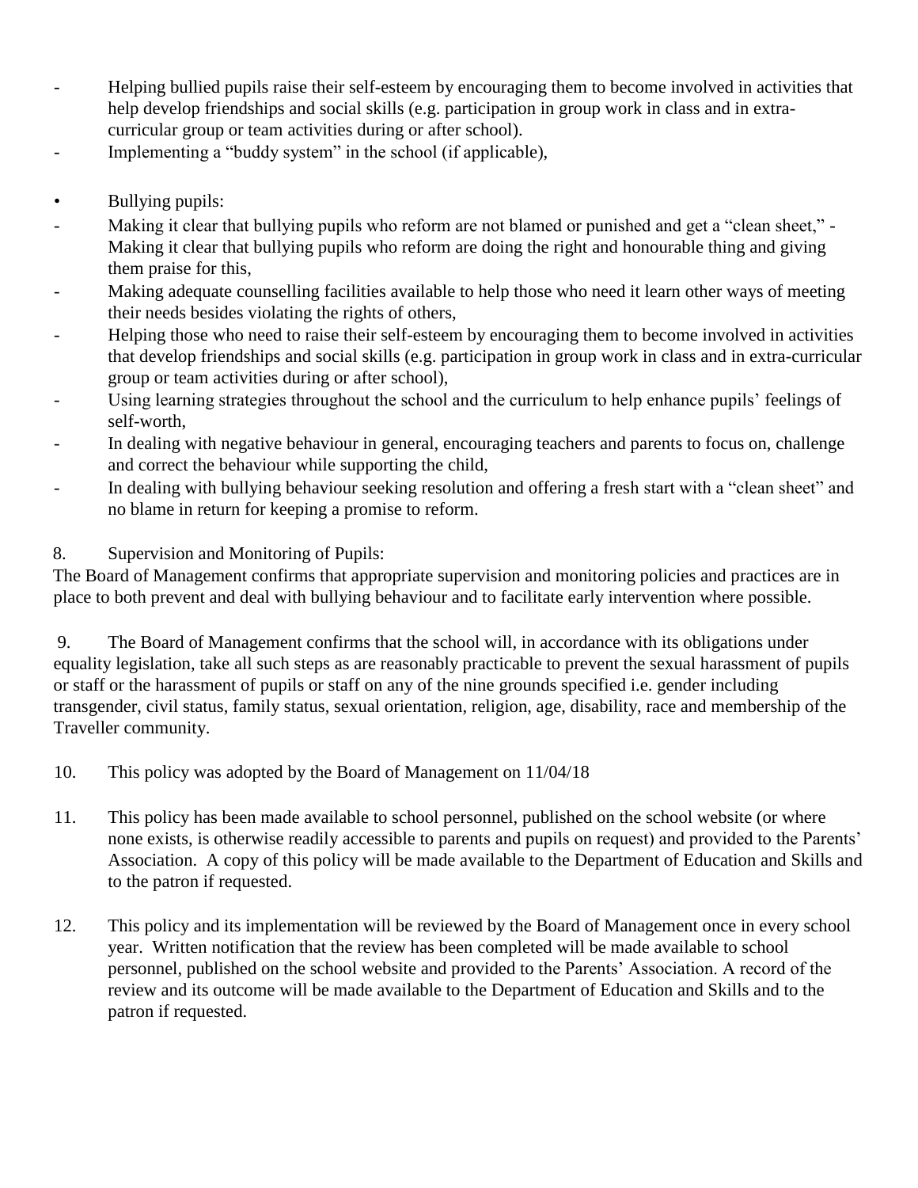- Helping bullied pupils raise their self-esteem by encouraging them to become involved in activities that help develop friendships and social skills (e.g. participation in group work in class and in extra-curricular group or team activities during or after school).
- Implementing a "buddy system" in the school (if applicable),

• Bullying pupils:

- Making it clear that bullying pupils who reform are not blamed or punished and get a "clean sheet," - Making it clear that bullying pupils who reform are doing the right and honourable thing and giving them praise for this,
- Making adequate counselling facilities available to help those who need it learn other ways of meeting their needs besides violating the rights of others,
- Helping those who need to raise their self-esteem by encouraging them to become involved in activities that develop friendships and social skills (e.g. participation in group work in class and in extra-curricular group or team activities during or after school),
- Using learning strategies throughout the school and the curriculum to help enhance pupils' feelings of self-worth,
- In dealing with negative behaviour in general, encouraging teachers and parents to focus on, challenge and correct the behaviour while supporting the child,
- In dealing with bullying behaviour seeking resolution and offering a fresh start with a "clean sheet" and no blame in return for keeping a promise to reform.

8. Supervision and Monitoring of Pupils:

The Board of Management confirms that appropriate supervision and monitoring policies and practices are in place to both prevent and deal with bullying behaviour and to facilitate early intervention where possible.

9. The Board of Management confirms that the school will, in accordance with its obligations under equality legislation, take all such steps as are reasonably practicable to prevent the sexual harassment of pupils or staff or the harassment of pupils or staff on any of the nine grounds specified i.e. gender including transgender, civil status, family status, sexual orientation, religion, age, disability, race and membership of the Traveller community.

10. This policy was adopted by the Board of Management on 11/04/18

11. This policy has been made available to school personnel, published on the school website (or where none exists, is otherwise readily accessible to parents and pupils on request) and provided to the Parents' Association. A copy of this policy will be made available to the Department of Education and Skills and to the patron if requested.

12. This policy and its implementation will be reviewed by the Board of Management once in every school year. Written notification that the review has been completed will be made available to school personnel, published on the school website and provided to the Parents' Association. A record of the review and its outcome will be made available to the Department of Education and Skills and to the patron if requested.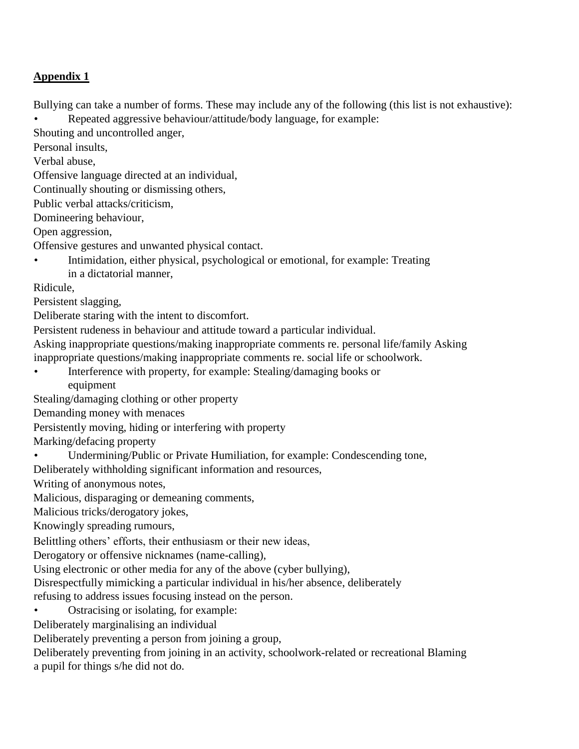**Appendix 1**

Bullying can take a number of forms. These may include any of the following (this list is not exhaustive):

- Repeated aggressive behaviour/attitude/body language, for example:

Shouting and uncontrolled anger,

Personal insults,

Verbal abuse,

Offensive language directed at an individual,

Continually shouting or dismissing others,

Public verbal attacks/criticism,

Domineering behaviour,

Open aggression,

Offensive gestures and unwanted physical contact.

- Intimidation, either physical, psychological or emotional, for example: Treating in a dictatorial manner,

Ridicule,

Persistent slagging,

Deliberate staring with the intent to discomfort.

Persistent rudeness in behaviour and attitude toward a particular individual.

Asking inappropriate questions/making inappropriate comments re. personal life/family Asking inappropriate questions/making inappropriate comments re. social life or schoolwork.

- Interference with property, for example: Stealing/damaging books or equipment

Stealing/damaging clothing or other property

Demanding money with menaces

Persistently moving, hiding or interfering with property

Marking/defacing property

- Undermining/Public or Private Humiliation, for example: Condescending tone,

Deliberately withholding significant information and resources,

Writing of anonymous notes,

Malicious, disparaging or demeaning comments,

Malicious tricks/derogatory jokes,

Knowingly spreading rumours,

Belittling others' efforts, their enthusiasm or their new ideas,

Derogatory or offensive nicknames (name-calling),

Using electronic or other media for any of the above (cyber bullying),

Disrespectfully mimicking a particular individual in his/her absence, deliberately refusing to address issues focusing instead on the person.

- Ostracising or isolating, for example:

Deliberately marginalising an individual

Deliberately preventing a person from joining a group,

Deliberately preventing from joining in an activity, schoolwork-related or recreational Blaming a pupil for things s/he did not do.